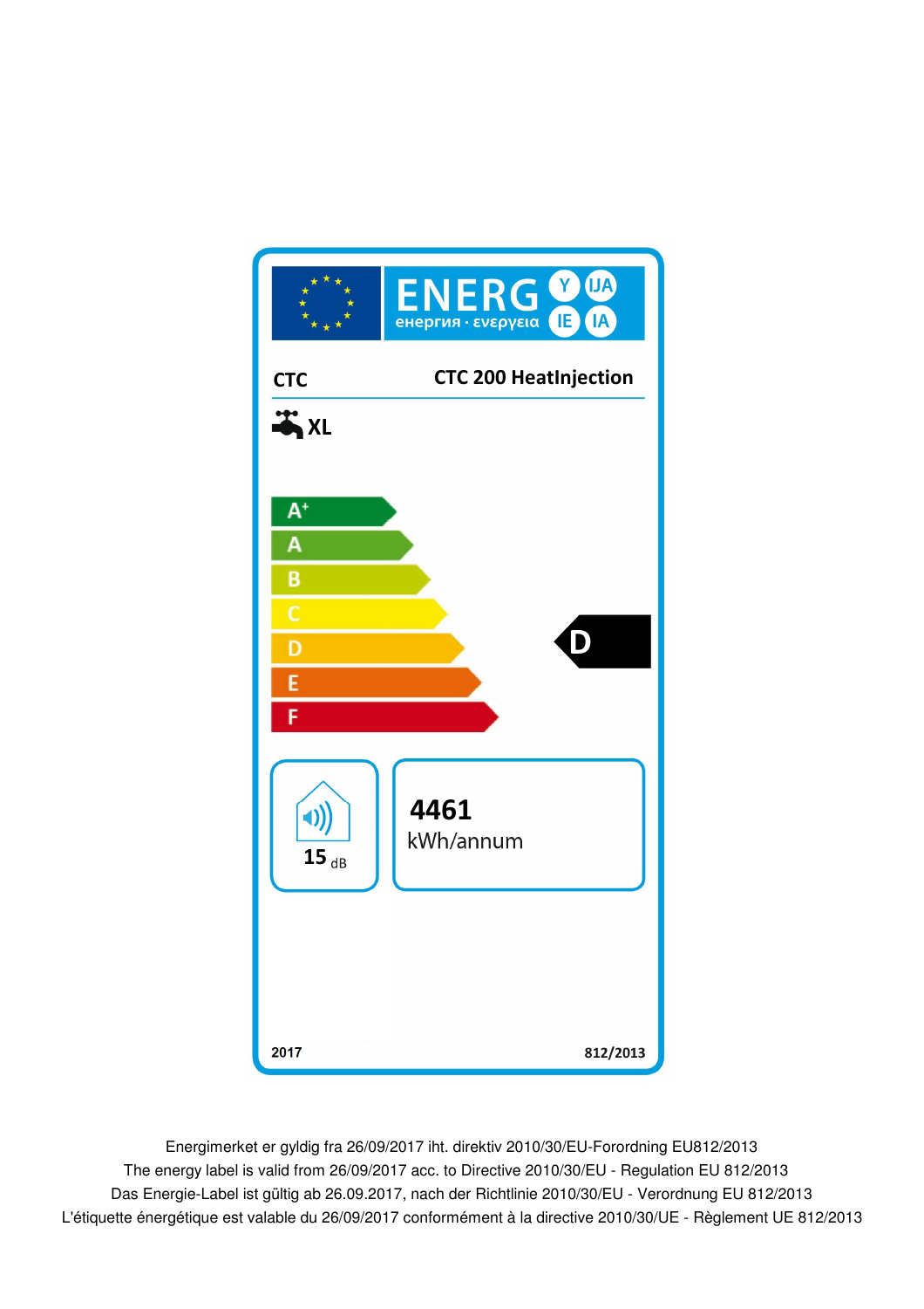ENERG Y IJA IE IA
енергия · ενεργεια

**CTC** — **CTC 200 HeatInjection**

XL

- A+
- A
- B
- C
- D
- E
- F

**D**

15 dB

**4461**
kWh/annum

2017 — 812/2013

Energimerket er gyldig fra 26/09/2017 iht. direktiv 2010/30/EU-Forordning EU812/2013
The energy label is valid from 26/09/2017 acc. to Directive 2010/30/EU - Regulation EU 812/2013
Das Energie-Label ist gültig ab 26.09.2017, nach der Richtlinie 2010/30/EU - Verordnung EU 812/2013
L'étiquette énergétique est valable du 26/09/2017 conformément à la directive 2010/30/UE - Règlement UE 812/2013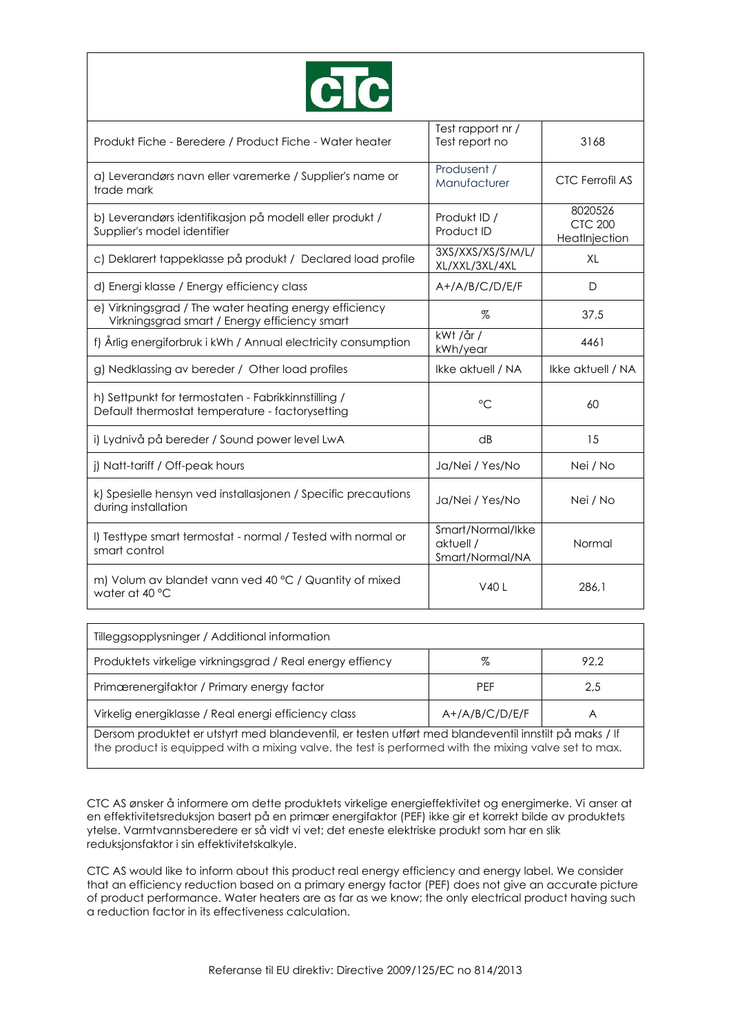CTC

| | | |
|---|---|---|
| Produkt Fiche - Beredere / Product Fiche - Water heater | Test rapport nr / Test report no | 3168 |
| a) Leverandørs navn eller varemerke / Supplier's name or trade mark | Produsent / Manufacturer | CTC Ferrofil AS |
| b) Leverandørs identifikasjon på modell eller produkt / Supplier's model identifier | Produkt ID / Product ID | 8020526 CTC 200 HeatInjection |
| c) Deklarert tappeklasse på produkt / Declared load profile | 3XS/XXS/XS/S/M/L/ XL/XXL/3XL/4XL | XL |
| d) Energi klasse / Energy efficiency class | A+/A/B/C/D/E/F | D |
| e) Virkningsgrad / The water heating energy efficiency Virkningsgrad smart / Energy efficiency smart | % | 37,5 |
| f) Årlig energiforbruk i kWh / Annual electricity consumption | kWt /år / kWh/year | 4461 |
| g) Nedklassing av bereder / Other load profiles | Ikke aktuell / NA | Ikke aktuell / NA |
| h) Settpunkt for termostaten - Fabrikkinnstilling / Default thermostat temperature - factorysetting | °C | 60 |
| i) Lydnivå på bereder / Sound power level LwA | dB | 15 |
| j) Natt-tariff / Off-peak hours | Ja/Nei / Yes/No | Nei / No |
| k) Spesielle hensyn ved installasjonen / Specific precautions during installation | Ja/Nei / Yes/No | Nei / No |
| l) Testtype smart termostat - normal / Tested with normal or smart control | Smart/Normal/Ikke aktuell / Smart/Normal/NA | Normal |
| m) Volum av blandet vann ved 40 °C / Quantity of mixed water at 40 °C | V40 L | 286,1 |

| Tilleggsopplysninger / Additional information | | |
|---|---|---|
| Produktets virkelige virkningsgrad / Real energy effiency | % | 92,2 |
| Primærenergifaktor / Primary energy factor | PEF | 2,5 |
| Virkelig energiklasse / Real energi efficiency class | A+/A/B/C/D/E/F | A |

Dersom produktet er utstyrt med blandeventil, er testen utført med blandeventil innstilt på maks / If the product is equipped with a mixing valve, the test is performed with the mixing valve set to max.

CTC AS ønsker å informere om dette produktets virkelige energieffektivitet og energimerke. Vi anser at en effektivitetsreduksjon basert på en primær energifaktor (PEF) ikke gir et korrekt bilde av produktets ytelse. Varmtvannsberedere er så vidt vi vet; det eneste elektriske produkt som har en slik reduksjonsfaktor i sin effektivitetskalkyle.

CTC AS would like to inform about this product real energy efficiency and energy label. We consider that an efficiency reduction based on a primary energy factor (PEF) does not give an accurate picture of product performance. Water heaters are as far as we know; the only electrical product having such a reduction factor in its effectiveness calculation.

Referanse til EU direktiv: Directive 2009/125/EC no 814/2013